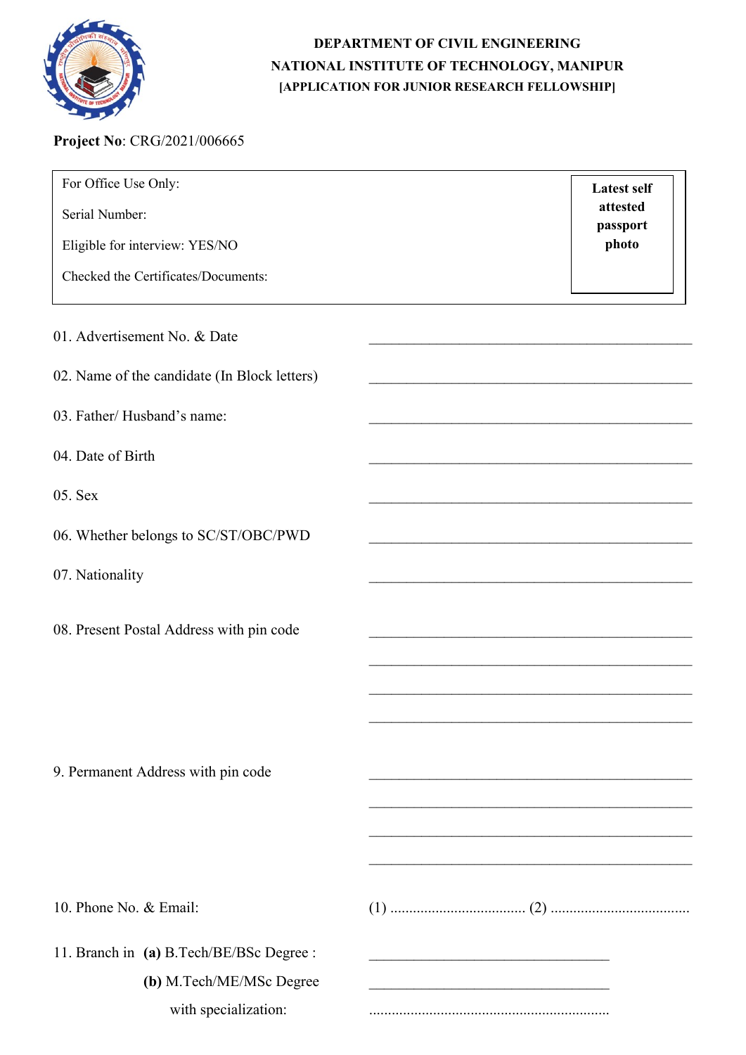**DEPARTMENT OF CIVIL ENGINEERING**

**NATIONAL INSTITUTE OF TECHNOLOGY, MANIPUR**

**[APPLICATION FOR JUNIOR RESEARCH FELLOWSHIP]**

**Project No**: CRG/2021/006665

| For Office Use Only:<br><br>Serial Number:<br><br>Eligible for interview: YES/NO<br><br>Checked the Certificates/Documents: | **Latest self attested passport photo** |
|---|---|

01. Advertisement No. & Date ______________________________________________

02. Name of the candidate (In Block letters) ______________________________________________

03. Father/ Husband's name: ______________________________________________

04. Date of Birth ______________________________________________

05. Sex ______________________________________________

06. Whether belongs to SC/ST/OBC/PWD ______________________________________________

07. Nationality ______________________________________________

08. Present Postal Address with pin code ______________________________________________

______________________________________________

______________________________________________

______________________________________________

9. Permanent Address with pin code ______________________________________________

______________________________________________

______________________________________________

______________________________________________

10. Phone No. & Email: (1) .................................... (2) ....................................

11. Branch in **(a)** B.Tech/BE/BSc Degree : __________________________________

**(b)** M.Tech/ME/MSc Degree __________________________________

with specialization: ................................................................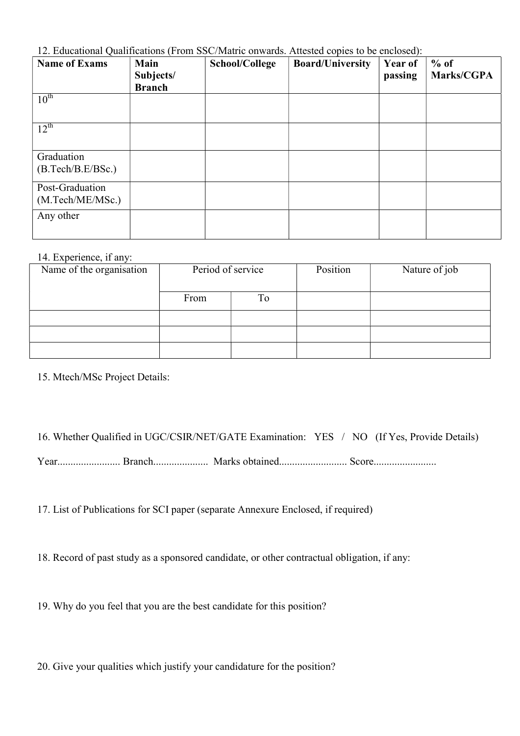12. Educational Qualifications (From SSC/Matric onwards. Attested copies to be enclosed):

| Name of Exams | Main Subjects/ Branch | School/College | Board/University | Year of passing | % of Marks/CGPA |
|---|---|---|---|---|---|
| 10th | | | | | |
| 12th | | | | | |
| Graduation (B.Tech/B.E/BSc.) | | | | | |
| Post-Graduation (M.Tech/ME/MSc.) | | | | | |
| Any other | | | | | |

14. Experience, if any:

| Name of the organisation | Period of service | | Position | Nature of job |
|---|---|---|---|---|
| | From | To | | |
| | | | | |
| | | | | |
| | | | | |

15. Mtech/MSc Project Details:

16. Whether Qualified in UGC/CSIR/NET/GATE Examination: YES / NO (If Yes, Provide Details)

Year........................ Branch..................... Marks obtained.......................... Score........................

17. List of Publications for SCI paper (separate Annexure Enclosed, if required)

18. Record of past study as a sponsored candidate, or other contractual obligation, if any:

19. Why do you feel that you are the best candidate for this position?

20. Give your qualities which justify your candidature for the position?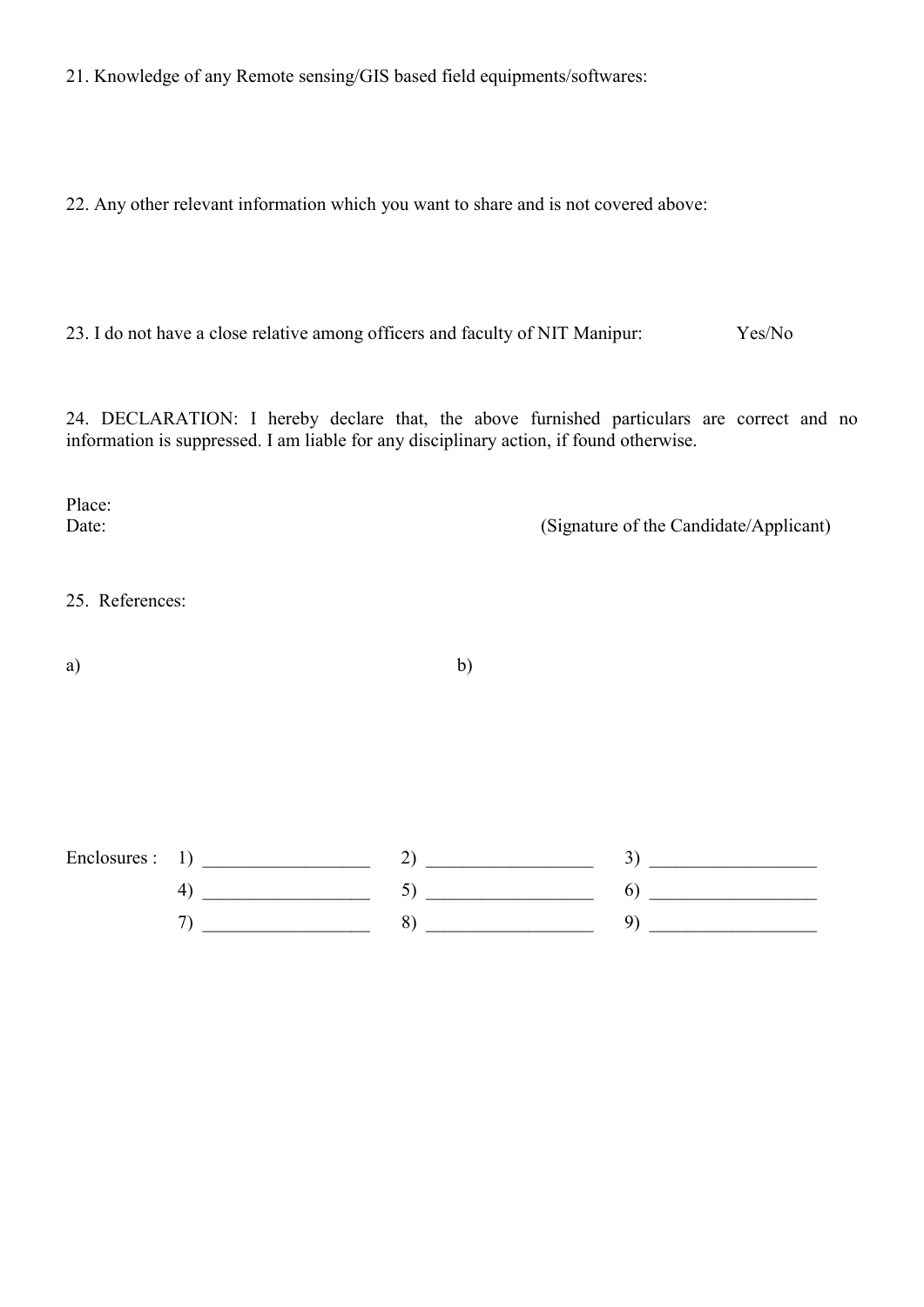21. Knowledge of any Remote sensing/GIS based field equipments/softwares:

22. Any other relevant information which you want to share and is not covered above:

23. I do not have a close relative among officers and faculty of NIT Manipur: Yes/No

24. DECLARATION: I hereby declare that, the above furnished particulars are correct and no information is suppressed. I am liable for any disciplinary action, if found otherwise.

Place:

Date: (Signature of the Candidate/Applicant)

25. References:

a)

b)

Enclosures : 1) __________________ 2) __________________ 3) __________________

4) __________________ 5) __________________ 6) __________________

7) __________________ 8) __________________ 9) __________________